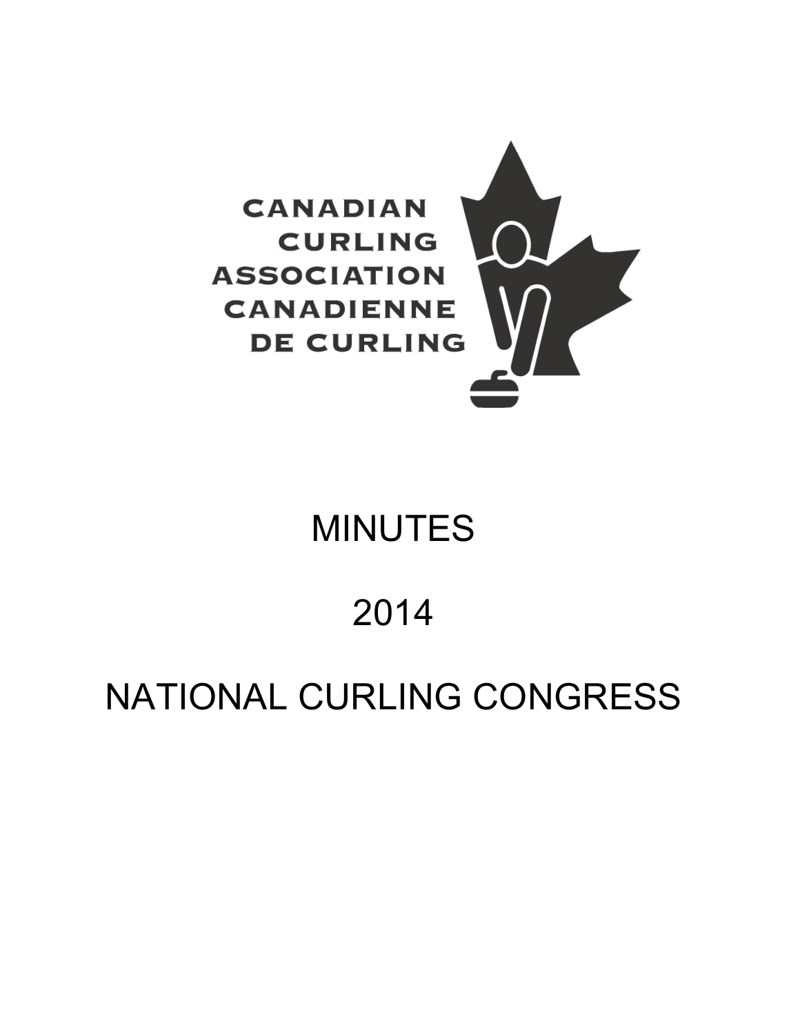CANADIAN CURLING ASSOCIATION
CANADIENNE DE CURLING

# MINUTES

# 2014

# NATIONAL CURLING CONGRESS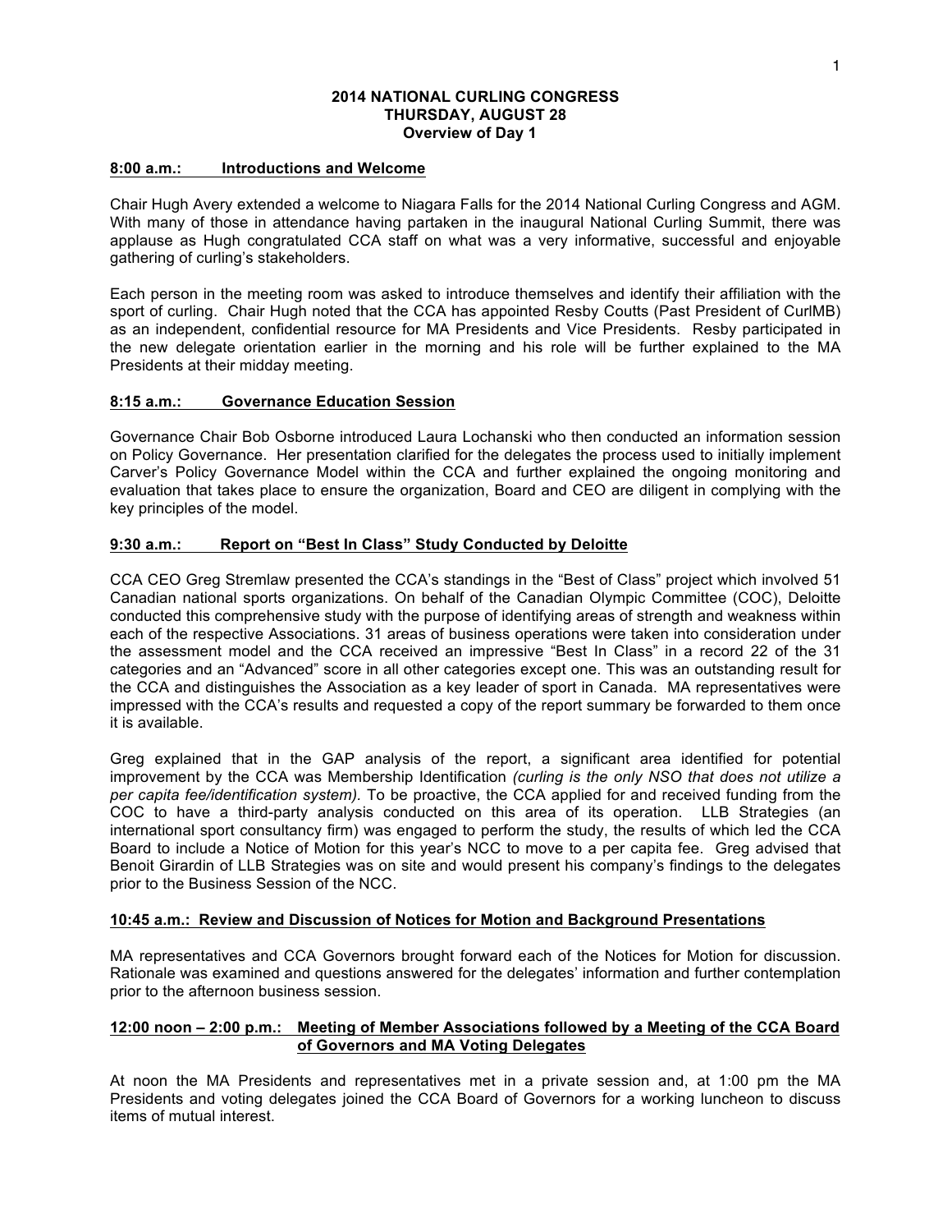# 2014 NATIONAL CURLING CONGRESS
## THURSDAY, AUGUST 28
### Overview of Day 1

**8:00 a.m.: Introductions and Welcome**

Chair Hugh Avery extended a welcome to Niagara Falls for the 2014 National Curling Congress and AGM. With many of those in attendance having partaken in the inaugural National Curling Summit, there was applause as Hugh congratulated CCA staff on what was a very informative, successful and enjoyable gathering of curling's stakeholders.

Each person in the meeting room was asked to introduce themselves and identify their affiliation with the sport of curling. Chair Hugh noted that the CCA has appointed Resby Coutts (Past President of CurlMB) as an independent, confidential resource for MA Presidents and Vice Presidents. Resby participated in the new delegate orientation earlier in the morning and his role will be further explained to the MA Presidents at their midday meeting.

**8:15 a.m.: Governance Education Session**

Governance Chair Bob Osborne introduced Laura Lochanski who then conducted an information session on Policy Governance. Her presentation clarified for the delegates the process used to initially implement Carver's Policy Governance Model within the CCA and further explained the ongoing monitoring and evaluation that takes place to ensure the organization, Board and CEO are diligent in complying with the key principles of the model.

**9:30 a.m.: Report on "Best In Class" Study Conducted by Deloitte**

CCA CEO Greg Stremlaw presented the CCA's standings in the "Best of Class" project which involved 51 Canadian national sports organizations. On behalf of the Canadian Olympic Committee (COC), Deloitte conducted this comprehensive study with the purpose of identifying areas of strength and weakness within each of the respective Associations. 31 areas of business operations were taken into consideration under the assessment model and the CCA received an impressive "Best In Class" in a record 22 of the 31 categories and an "Advanced" score in all other categories except one. This was an outstanding result for the CCA and distinguishes the Association as a key leader of sport in Canada. MA representatives were impressed with the CCA's results and requested a copy of the report summary be forwarded to them once it is available.

Greg explained that in the GAP analysis of the report, a significant area identified for potential improvement by the CCA was Membership Identification *(curling is the only NSO that does not utilize a per capita fee/identification system).* To be proactive, the CCA applied for and received funding from the COC to have a third-party analysis conducted on this area of its operation. LLB Strategies (an international sport consultancy firm) was engaged to perform the study, the results of which led the CCA Board to include a Notice of Motion for this year's NCC to move to a per capita fee. Greg advised that Benoit Girardin of LLB Strategies was on site and would present his company's findings to the delegates prior to the Business Session of the NCC.

**10:45 a.m.: Review and Discussion of Notices for Motion and Background Presentations**

MA representatives and CCA Governors brought forward each of the Notices for Motion for discussion. Rationale was examined and questions answered for the delegates' information and further contemplation prior to the afternoon business session.

**12:00 noon – 2:00 p.m.: Meeting of Member Associations followed by a Meeting of the CCA Board of Governors and MA Voting Delegates**

At noon the MA Presidents and representatives met in a private session and, at 1:00 pm the MA Presidents and voting delegates joined the CCA Board of Governors for a working luncheon to discuss items of mutual interest.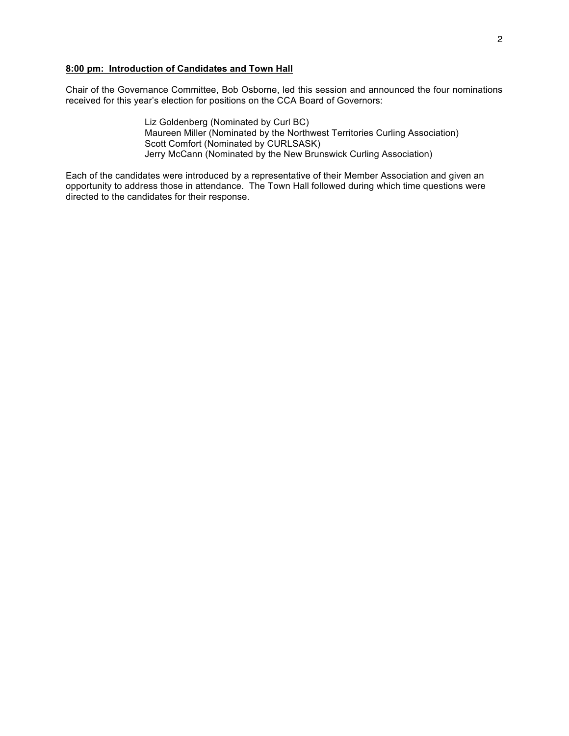**8:00 pm: Introduction of Candidates and Town Hall**

Chair of the Governance Committee, Bob Osborne, led this session and announced the four nominations received for this year's election for positions on the CCA Board of Governors:

> Liz Goldenberg (Nominated by Curl BC)
> Maureen Miller (Nominated by the Northwest Territories Curling Association)
> Scott Comfort (Nominated by CURLSASK)
> Jerry McCann (Nominated by the New Brunswick Curling Association)

Each of the candidates were introduced by a representative of their Member Association and given an opportunity to address those in attendance. The Town Hall followed during which time questions were directed to the candidates for their response.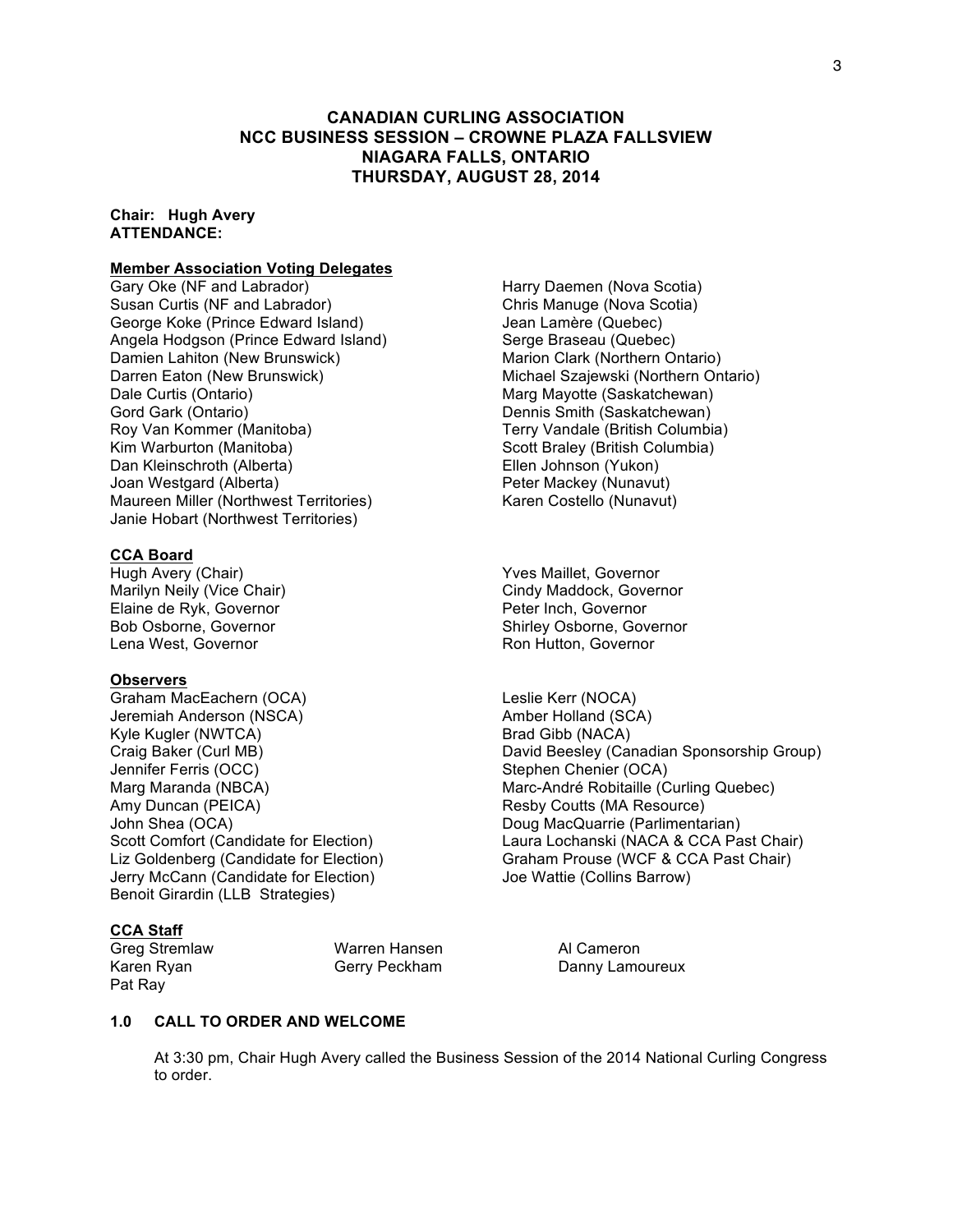# CANADIAN CURLING ASSOCIATION
## NCC BUSINESS SESSION – CROWNE PLAZA FALLSVIEW
## NIAGARA FALLS, ONTARIO
## THURSDAY, AUGUST 28, 2014

**Chair: Hugh Avery**
**ATTENDANCE:**

**Member Association Voting Delegates**

Gary Oke (NF and Labrador)
Susan Curtis (NF and Labrador)
George Koke (Prince Edward Island)
Angela Hodgson (Prince Edward Island)
Damien Lahiton (New Brunswick)
Darren Eaton (New Brunswick)
Dale Curtis (Ontario)
Gord Gark (Ontario)
Roy Van Kommer (Manitoba)
Kim Warburton (Manitoba)
Dan Kleinschroth (Alberta)
Joan Westgard (Alberta)
Maureen Miller (Northwest Territories)
Janie Hobart (Northwest Territories)
Harry Daemen (Nova Scotia)
Chris Manuge (Nova Scotia)
Jean Lamère (Quebec)
Serge Braseau (Quebec)
Marion Clark (Northern Ontario)
Michael Szajewski (Northern Ontario)
Marg Mayotte (Saskatchewan)
Dennis Smith (Saskatchewan)
Terry Vandale (British Columbia)
Scott Braley (British Columbia)
Ellen Johnson (Yukon)
Peter Mackey (Nunavut)
Karen Costello (Nunavut)

**CCA Board**

Hugh Avery (Chair)
Marilyn Neily (Vice Chair)
Elaine de Ryk, Governor
Bob Osborne, Governor
Lena West, Governor
Yves Maillet, Governor
Cindy Maddock, Governor
Peter Inch, Governor
Shirley Osborne, Governor
Ron Hutton, Governor

**Observers**

Graham MacEachern (OCA)
Jeremiah Anderson (NSCA)
Kyle Kugler (NWTCA)
Craig Baker (Curl MB)
Jennifer Ferris (OCC)
Marg Maranda (NBCA)
Amy Duncan (PEICA)
John Shea (OCA)
Scott Comfort (Candidate for Election)
Liz Goldenberg (Candidate for Election)
Jerry McCann (Candidate for Election)
Benoit Girardin (LLB Strategies)
Leslie Kerr (NOCA)
Amber Holland (SCA)
Brad Gibb (NACA)
David Beesley (Canadian Sponsorship Group)
Stephen Chenier (OCA)
Marc-André Robitaille (Curling Quebec)
Resby Coutts (MA Resource)
Doug MacQuarrie (Parlimentarian)
Laura Lochanski (NACA & CCA Past Chair)
Graham Prouse (WCF & CCA Past Chair)
Joe Wattie (Collins Barrow)

**CCA Staff**

Greg Stremlaw
Karen Ryan
Pat Ray
Warren Hansen
Gerry Peckham
Al Cameron
Danny Lamoureux

### 1.0 CALL TO ORDER AND WELCOME

At 3:30 pm, Chair Hugh Avery called the Business Session of the 2014 National Curling Congress to order.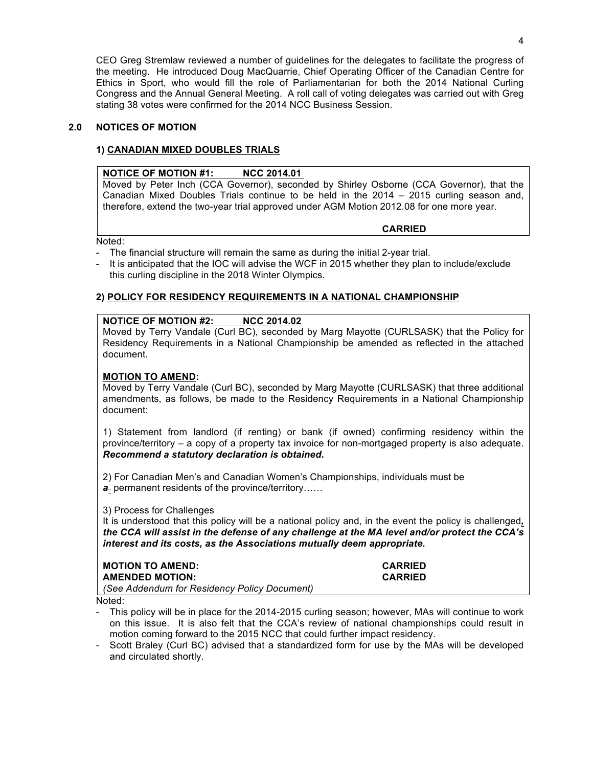CEO Greg Stremlaw reviewed a number of guidelines for the delegates to facilitate the progress of the meeting. He introduced Doug MacQuarrie, Chief Operating Officer of the Canadian Centre for Ethics in Sport, who would fill the role of Parliamentarian for both the 2014 National Curling Congress and the Annual General Meeting. A roll call of voting delegates was carried out with Greg stating 38 votes were confirmed for the 2014 NCC Business Session.

## 2.0 NOTICES OF MOTION

### 1) CANADIAN MIXED DOUBLES TRIALS

**NOTICE OF MOTION #1: NCC 2014.01**

Moved by Peter Inch (CCA Governor), seconded by Shirley Osborne (CCA Governor), that the Canadian Mixed Doubles Trials continue to be held in the 2014 – 2015 curling season and, therefore, extend the two-year trial approved under AGM Motion 2012.08 for one more year.

**CARRIED**

Noted:

- The financial structure will remain the same as during the initial 2-year trial.
- It is anticipated that the IOC will advise the WCF in 2015 whether they plan to include/exclude this curling discipline in the 2018 Winter Olympics.

### 2) POLICY FOR RESIDENCY REQUIREMENTS IN A NATIONAL CHAMPIONSHIP

**NOTICE OF MOTION #2: NCC 2014.02**

Moved by Terry Vandale (Curl BC), seconded by Marg Mayotte (CURLSASK) that the Policy for Residency Requirements in a National Championship be amended as reflected in the attached document.

**MOTION TO AMEND:**

Moved by Terry Vandale (Curl BC), seconded by Marg Mayotte (CURLSASK) that three additional amendments, as follows, be made to the Residency Requirements in a National Championship document:

1) Statement from landlord (if renting) or bank (if owned) confirming residency within the province/territory – a copy of a property tax invoice for non-mortgaged property is also adequate. ***Recommend a statutory declaration is obtained.***

2) For Canadian Men's and Canadian Women's Championships, individuals must be ~~*a*~~ permanent residents of the province/territory……

3) Process for Challenges

It is understood that this policy will be a national policy and, in the event the policy is challenged***, the CCA will assist in the defense of any challenge at the MA level and/or protect the CCA's interest and its costs, as the Associations mutually deem appropriate.***

**MOTION TO AMEND:** **CARRIED**

**AMENDED MOTION:** **CARRIED**

*(See Addendum for Residency Policy Document)*

Noted:

- This policy will be in place for the 2014-2015 curling season; however, MAs will continue to work on this issue. It is also felt that the CCA's review of national championships could result in motion coming forward to the 2015 NCC that could further impact residency.
- Scott Braley (Curl BC) advised that a standardized form for use by the MAs will be developed and circulated shortly.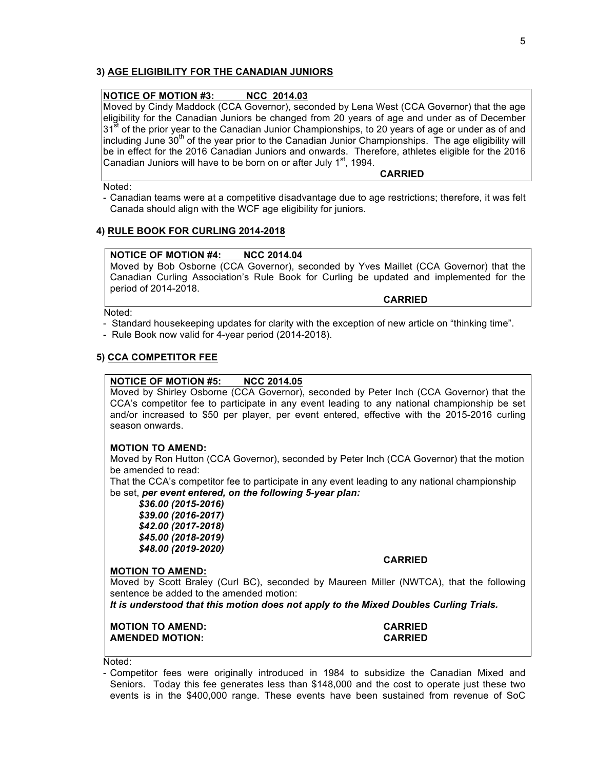### 3) AGE ELIGIBILITY FOR THE CANADIAN JUNIORS

**NOTICE OF MOTION #3: NCC 2014.03**

Moved by Cindy Maddock (CCA Governor), seconded by Lena West (CCA Governor) that the age eligibility for the Canadian Juniors be changed from 20 years of age and under as of December 31st of the prior year to the Canadian Junior Championships, to 20 years of age or under as of and including June 30th of the year prior to the Canadian Junior Championships. The age eligibility will be in effect for the 2016 Canadian Juniors and onwards. Therefore, athletes eligible for the 2016 Canadian Juniors will have to be born on or after July 1st, 1994.

**CARRIED**

Noted:

- Canadian teams were at a competitive disadvantage due to age restrictions; therefore, it was felt Canada should align with the WCF age eligibility for juniors.

### 4) RULE BOOK FOR CURLING 2014-2018

**NOTICE OF MOTION #4: NCC 2014.04**

Moved by Bob Osborne (CCA Governor), seconded by Yves Maillet (CCA Governor) that the Canadian Curling Association's Rule Book for Curling be updated and implemented for the period of 2014-2018.

**CARRIED**

Noted:

- Standard housekeeping updates for clarity with the exception of new article on "thinking time".
- Rule Book now valid for 4-year period (2014-2018).

### 5) CCA COMPETITOR FEE

**NOTICE OF MOTION #5: NCC 2014.05**

Moved by Shirley Osborne (CCA Governor), seconded by Peter Inch (CCA Governor) that the CCA's competitor fee to participate in any event leading to any national championship be set and/or increased to $50 per player, per event entered, effective with the 2015-2016 curling season onwards.

**MOTION TO AMEND:**

Moved by Ron Hutton (CCA Governor), seconded by Peter Inch (CCA Governor) that the motion be amended to read:

That the CCA's competitor fee to participate in any event leading to any national championship be set, ***per event entered, on the following 5-year plan:***

***$36.00 (2015-2016)***
***$39.00 (2016-2017)***
***$42.00 (2017-2018)***
***$45.00 (2018-2019)***
***$48.00 (2019-2020)***

**CARRIED**

**MOTION TO AMEND:**

Moved by Scott Braley (Curl BC), seconded by Maureen Miller (NWTCA), that the following sentence be added to the amended motion:

***It is understood that this motion does not apply to the Mixed Doubles Curling Trials.***

**MOTION TO AMEND: CARRIED**
**AMENDED MOTION: CARRIED**

Noted:

- Competitor fees were originally introduced in 1984 to subsidize the Canadian Mixed and Seniors. Today this fee generates less than $148,000 and the cost to operate just these two events is in the $400,000 range. These events have been sustained from revenue of SoC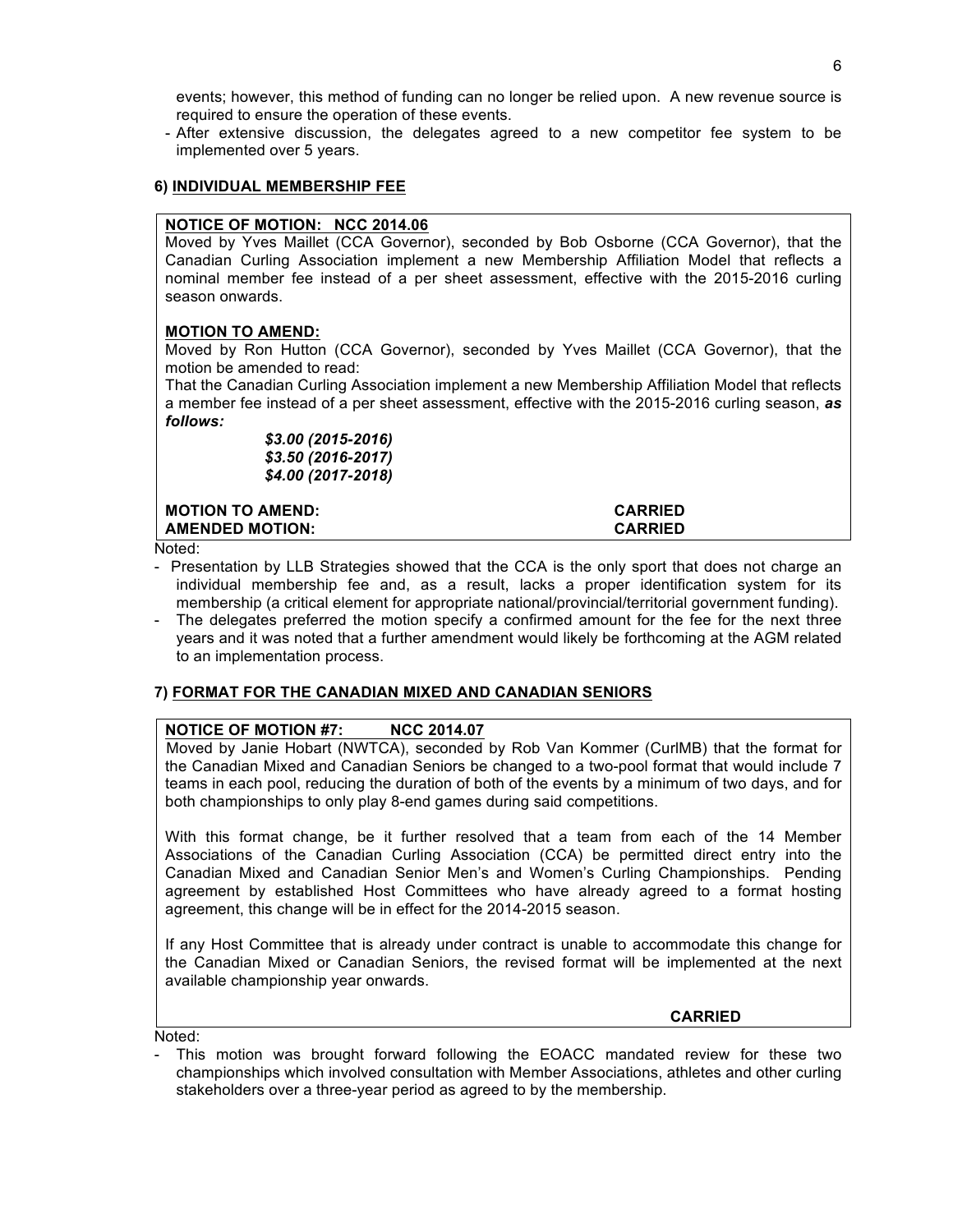events; however, this method of funding can no longer be relied upon. A new revenue source is required to ensure the operation of these events.

- After extensive discussion, the delegates agreed to a new competitor fee system to be implemented over 5 years.

### 6) INDIVIDUAL MEMBERSHIP FEE

**NOTICE OF MOTION: NCC 2014.06**

Moved by Yves Maillet (CCA Governor), seconded by Bob Osborne (CCA Governor), that the Canadian Curling Association implement a new Membership Affiliation Model that reflects a nominal member fee instead of a per sheet assessment, effective with the 2015-2016 curling season onwards.

**MOTION TO AMEND:**

Moved by Ron Hutton (CCA Governor), seconded by Yves Maillet (CCA Governor), that the motion be amended to read:

That the Canadian Curling Association implement a new Membership Affiliation Model that reflects a member fee instead of a per sheet assessment, effective with the 2015-2016 curling season, ***as follows:***

***$3.00 (2015-2016)***
***$3.50 (2016-2017)***
***$4.00 (2017-2018)***

**MOTION TO AMEND:** **CARRIED**
**AMENDED MOTION:** **CARRIED**

Noted:

- Presentation by LLB Strategies showed that the CCA is the only sport that does not charge an individual membership fee and, as a result, lacks a proper identification system for its membership (a critical element for appropriate national/provincial/territorial government funding).
- The delegates preferred the motion specify a confirmed amount for the fee for the next three years and it was noted that a further amendment would likely be forthcoming at the AGM related to an implementation process.

### 7) FORMAT FOR THE CANADIAN MIXED AND CANADIAN SENIORS

**NOTICE OF MOTION #7: NCC 2014.07**

Moved by Janie Hobart (NWTCA), seconded by Rob Van Kommer (CurlMB) that the format for the Canadian Mixed and Canadian Seniors be changed to a two-pool format that would include 7 teams in each pool, reducing the duration of both of the events by a minimum of two days, and for both championships to only play 8-end games during said competitions.

With this format change, be it further resolved that a team from each of the 14 Member Associations of the Canadian Curling Association (CCA) be permitted direct entry into the Canadian Mixed and Canadian Senior Men's and Women's Curling Championships. Pending agreement by established Host Committees who have already agreed to a format hosting agreement, this change will be in effect for the 2014-2015 season.

If any Host Committee that is already under contract is unable to accommodate this change for the Canadian Mixed or Canadian Seniors, the revised format will be implemented at the next available championship year onwards.

**CARRIED**

Noted:

- This motion was brought forward following the EOACC mandated review for these two championships which involved consultation with Member Associations, athletes and other curling stakeholders over a three-year period as agreed to by the membership.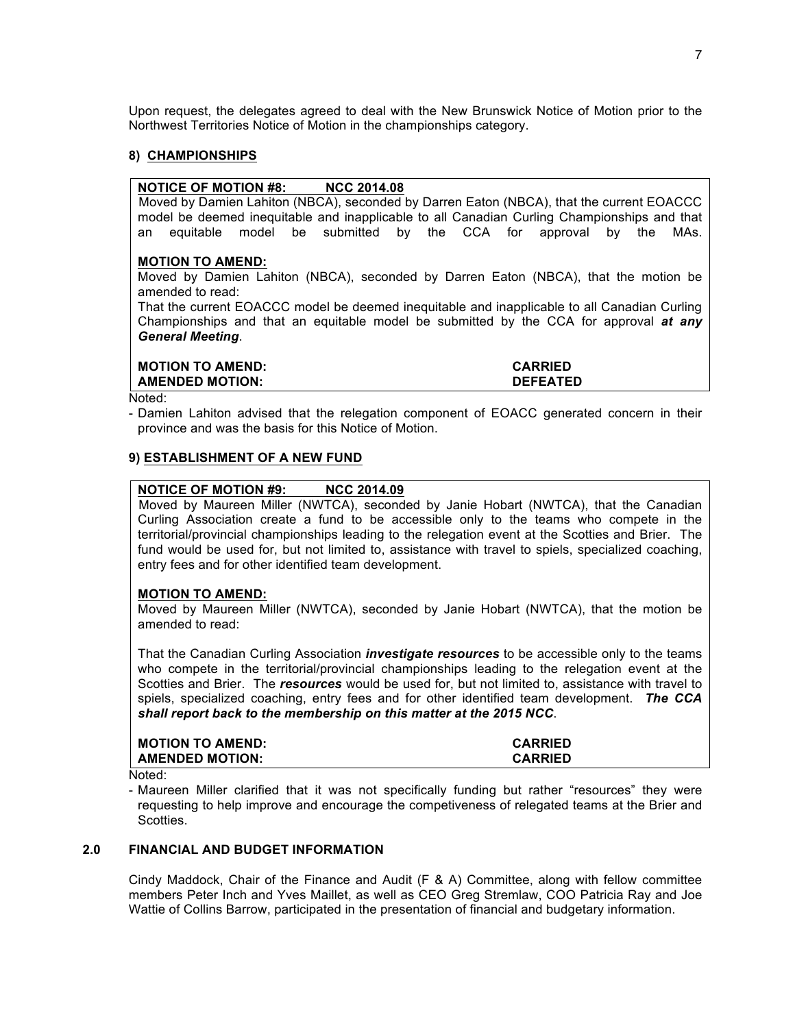Upon request, the delegates agreed to deal with the New Brunswick Notice of Motion prior to the Northwest Territories Notice of Motion in the championships category.

### 8) CHAMPIONSHIPS

**NOTICE OF MOTION #8: NCC 2014.08**

Moved by Damien Lahiton (NBCA), seconded by Darren Eaton (NBCA), that the current EOACCC model be deemed inequitable and inapplicable to all Canadian Curling Championships and that an equitable model be submitted by the CCA for approval by the MAs.

**MOTION TO AMEND:**

Moved by Damien Lahiton (NBCA), seconded by Darren Eaton (NBCA), that the motion be amended to read:

That the current EOACCC model be deemed inequitable and inapplicable to all Canadian Curling Championships and that an equitable model be submitted by the CCA for approval ***at any General Meeting***.

| | |
|---|---|
| **MOTION TO AMEND:** | **CARRIED** |
| **AMENDED MOTION:** | **DEFEATED** |

Noted:

- Damien Lahiton advised that the relegation component of EOACC generated concern in their province and was the basis for this Notice of Motion.

### 9) ESTABLISHMENT OF A NEW FUND

**NOTICE OF MOTION #9: NCC 2014.09**

Moved by Maureen Miller (NWTCA), seconded by Janie Hobart (NWTCA), that the Canadian Curling Association create a fund to be accessible only to the teams who compete in the territorial/provincial championships leading to the relegation event at the Scotties and Brier. The fund would be used for, but not limited to, assistance with travel to spiels, specialized coaching, entry fees and for other identified team development.

**MOTION TO AMEND:**

Moved by Maureen Miller (NWTCA), seconded by Janie Hobart (NWTCA), that the motion be amended to read:

That the Canadian Curling Association ***investigate resources*** to be accessible only to the teams who compete in the territorial/provincial championships leading to the relegation event at the Scotties and Brier. The ***resources*** would be used for, but not limited to, assistance with travel to spiels, specialized coaching, entry fees and for other identified team development. ***The CCA shall report back to the membership on this matter at the 2015 NCC***.

| | |
|---|---|
| **MOTION TO AMEND:** | **CARRIED** |
| **AMENDED MOTION:** | **CARRIED** |

Noted:

- Maureen Miller clarified that it was not specifically funding but rather "resources" they were requesting to help improve and encourage the competiveness of relegated teams at the Brier and Scotties.

## 2.0 FINANCIAL AND BUDGET INFORMATION

Cindy Maddock, Chair of the Finance and Audit (F & A) Committee, along with fellow committee members Peter Inch and Yves Maillet, as well as CEO Greg Stremlaw, COO Patricia Ray and Joe Wattie of Collins Barrow, participated in the presentation of financial and budgetary information.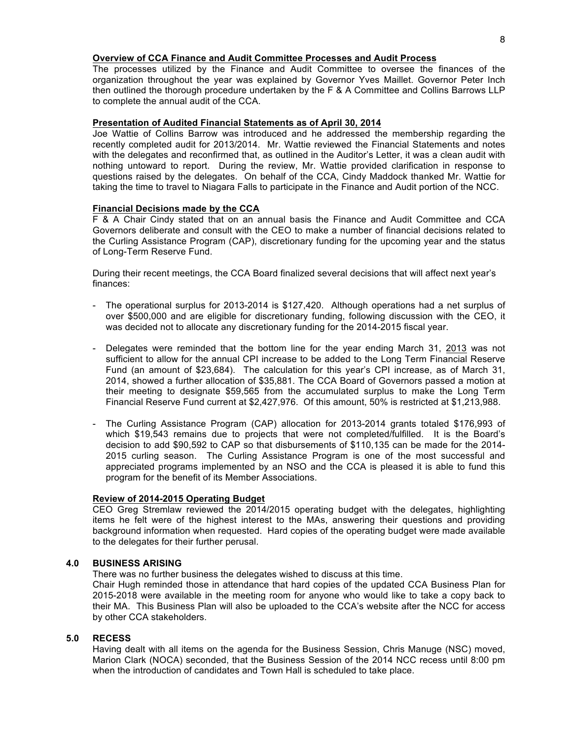**Overview of CCA Finance and Audit Committee Processes and Audit Process**

The processes utilized by the Finance and Audit Committee to oversee the finances of the organization throughout the year was explained by Governor Yves Maillet. Governor Peter Inch then outlined the thorough procedure undertaken by the F & A Committee and Collins Barrows LLP to complete the annual audit of the CCA.

**Presentation of Audited Financial Statements as of April 30, 2014**

Joe Wattie of Collins Barrow was introduced and he addressed the membership regarding the recently completed audit for 2013/2014. Mr. Wattie reviewed the Financial Statements and notes with the delegates and reconfirmed that, as outlined in the Auditor's Letter, it was a clean audit with nothing untoward to report. During the review, Mr. Wattie provided clarification in response to questions raised by the delegates. On behalf of the CCA, Cindy Maddock thanked Mr. Wattie for taking the time to travel to Niagara Falls to participate in the Finance and Audit portion of the NCC.

**Financial Decisions made by the CCA**

F & A Chair Cindy stated that on an annual basis the Finance and Audit Committee and CCA Governors deliberate and consult with the CEO to make a number of financial decisions related to the Curling Assistance Program (CAP), discretionary funding for the upcoming year and the status of Long-Term Reserve Fund.

During their recent meetings, the CCA Board finalized several decisions that will affect next year's finances:

- The operational surplus for 2013-2014 is $127,420. Although operations had a net surplus of over $500,000 and are eligible for discretionary funding, following discussion with the CEO, it was decided not to allocate any discretionary funding for the 2014-2015 fiscal year.
- Delegates were reminded that the bottom line for the year ending March 31, 2013 was not sufficient to allow for the annual CPI increase to be added to the Long Term Financial Reserve Fund (an amount of $23,684). The calculation for this year's CPI increase, as of March 31, 2014, showed a further allocation of $35,881. The CCA Board of Governors passed a motion at their meeting to designate $59,565 from the accumulated surplus to make the Long Term Financial Reserve Fund current at $2,427,976. Of this amount, 50% is restricted at $1,213,988.
- The Curling Assistance Program (CAP) allocation for 2013-2014 grants totaled $176,993 of which $19,543 remains due to projects that were not completed/fulfilled. It is the Board's decision to add $90,592 to CAP so that disbursements of $110,135 can be made for the 2014-2015 curling season. The Curling Assistance Program is one of the most successful and appreciated programs implemented by an NSO and the CCA is pleased it is able to fund this program for the benefit of its Member Associations.

**Review of 2014-2015 Operating Budget**

CEO Greg Stremlaw reviewed the 2014/2015 operating budget with the delegates, highlighting items he felt were of the highest interest to the MAs, answering their questions and providing background information when requested. Hard copies of the operating budget were made available to the delegates for their further perusal.

## 4.0 BUSINESS ARISING

There was no further business the delegates wished to discuss at this time.

Chair Hugh reminded those in attendance that hard copies of the updated CCA Business Plan for 2015-2018 were available in the meeting room for anyone who would like to take a copy back to their MA. This Business Plan will also be uploaded to the CCA's website after the NCC for access by other CCA stakeholders.

## 5.0 RECESS

Having dealt with all items on the agenda for the Business Session, Chris Manuge (NSC) moved, Marion Clark (NOCA) seconded, that the Business Session of the 2014 NCC recess until 8:00 pm when the introduction of candidates and Town Hall is scheduled to take place.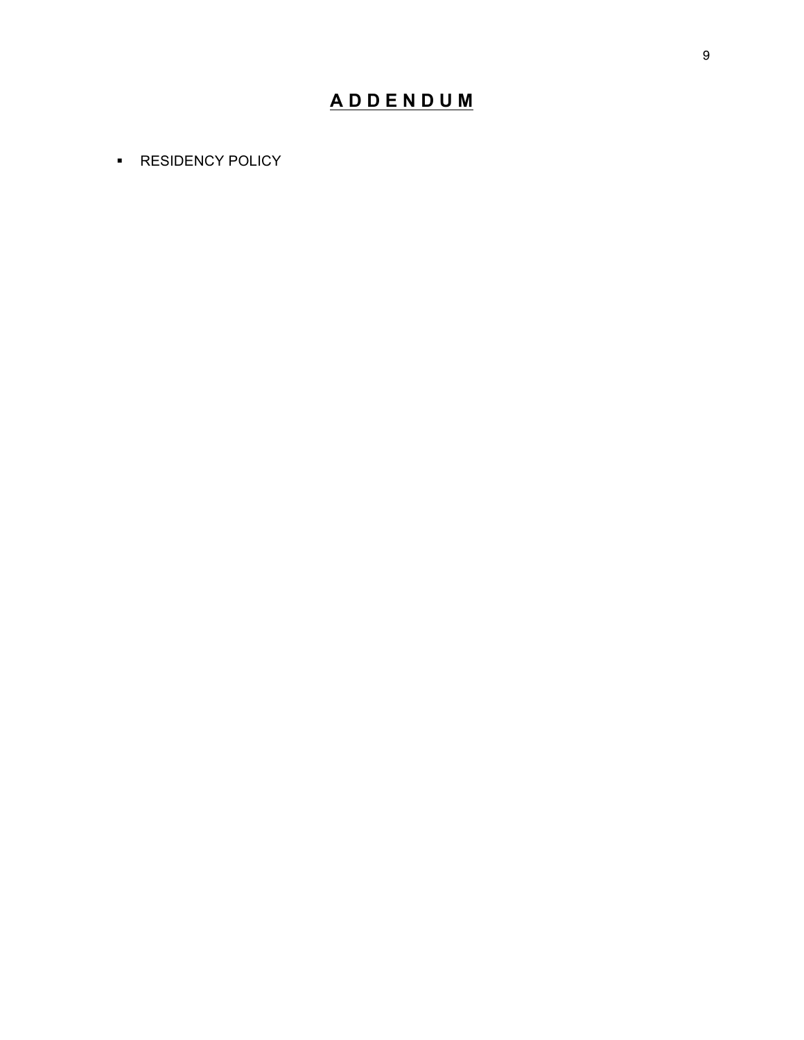# A D D E N D U M

- RESIDENCY POLICY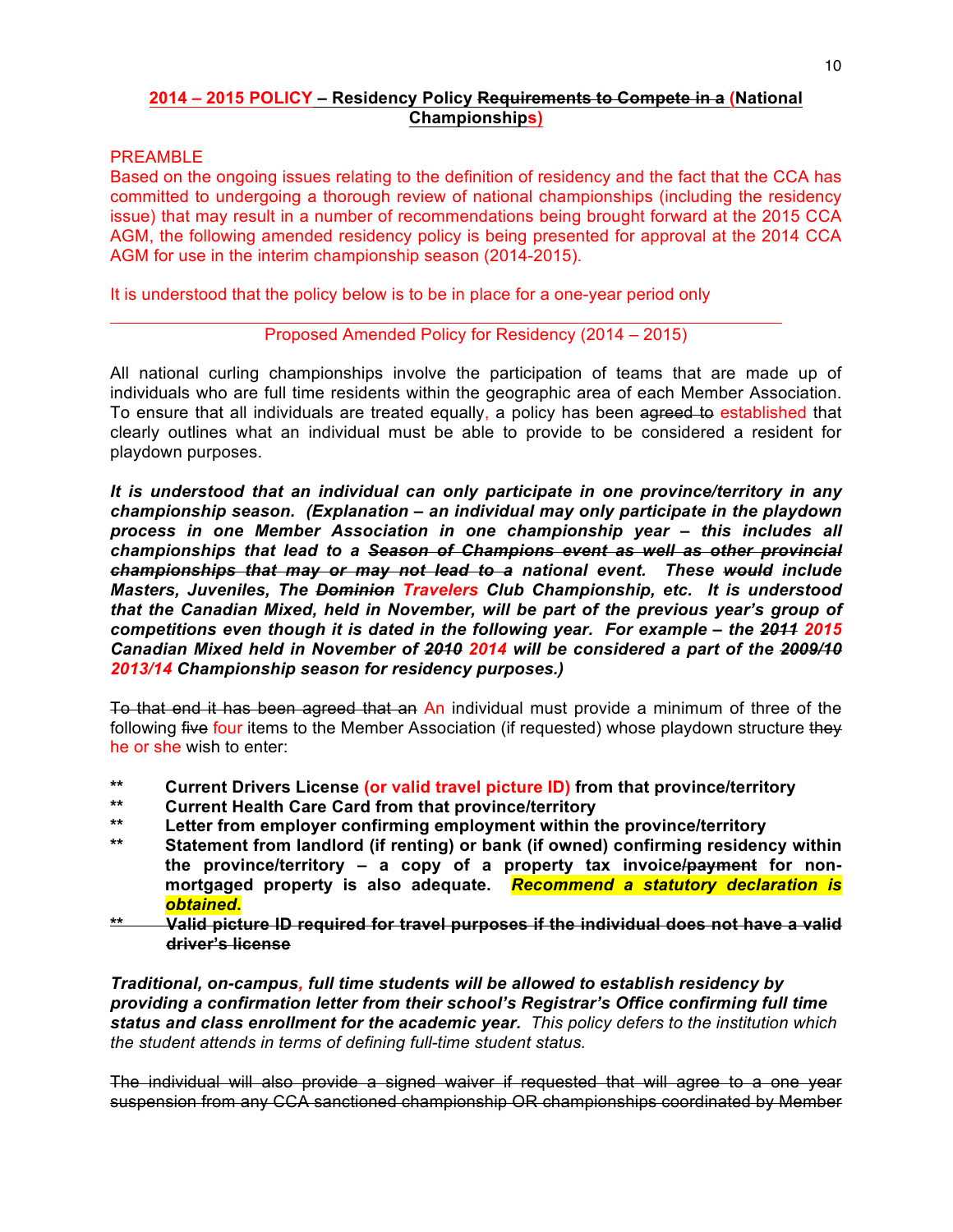**2014 – 2015 POLICY – Residency Policy ~~Requirements to Compete in a~~ (National Championships)**

PREAMBLE
Based on the ongoing issues relating to the definition of residency and the fact that the CCA has committed to undergoing a thorough review of national championships (including the residency issue) that may result in a number of recommendations being brought forward at the 2015 CCA AGM, the following amended residency policy is being presented for approval at the 2014 CCA AGM for use in the interim championship season (2014-2015).

It is understood that the policy below is to be in place for a one-year period only

---

Proposed Amended Policy for Residency (2014 – 2015)

All national curling championships involve the participation of teams that are made up of individuals who are full time residents within the geographic area of each Member Association. To ensure that all individuals are treated equally, a policy has been ~~agreed to~~ established that clearly outlines what an individual must be able to provide to be considered a resident for playdown purposes.

***It is understood that an individual can only participate in one province/territory in any championship season. (Explanation – an individual may only participate in the playdown process in one Member Association in one championship year – this includes all championships that lead to a ~~Season of Champions event as well as other provincial championships that may or may not lead to a~~ national event. These ~~would~~ include Masters, Juveniles, The ~~Dominion~~ Travelers Club Championship, etc. It is understood that the Canadian Mixed, held in November, will be part of the previous year's group of competitions even though it is dated in the following year. For example – the ~~2011~~ 2015 Canadian Mixed held in November of ~~2010~~ 2014 will be considered a part of the ~~2009/10~~ 2013/14 Championship season for residency purposes.)***

~~To that end it has been agreed that an~~ An individual must provide a minimum of three of the following ~~five~~ four items to the Member Association (if requested) whose playdown structure ~~they~~ he or she wish to enter:

- **Current Drivers License (or valid travel picture ID) from that province/territory**
- **Current Health Care Card from that province/territory**
- **Letter from employer confirming employment within the province/territory**
- **Statement from landlord (if renting) or bank (if owned) confirming residency within the province/territory – a copy of a property tax invoice/~~payment~~ for non-mortgaged property is also adequate. *Recommend a statutory declaration is obtained.***
- ~~**Valid picture ID required for travel purposes if the individual does not have a valid driver's license**~~

***Traditional, on-campus, full time students will be allowed to establish residency by providing a confirmation letter from their school's Registrar's Office confirming full time status and class enrollment for the academic year.*** *This policy defers to the institution which the student attends in terms of defining full-time student status.*

~~The individual will also provide a signed waiver if requested that will agree to a one year suspension from any CCA sanctioned championship OR championships coordinated by Member~~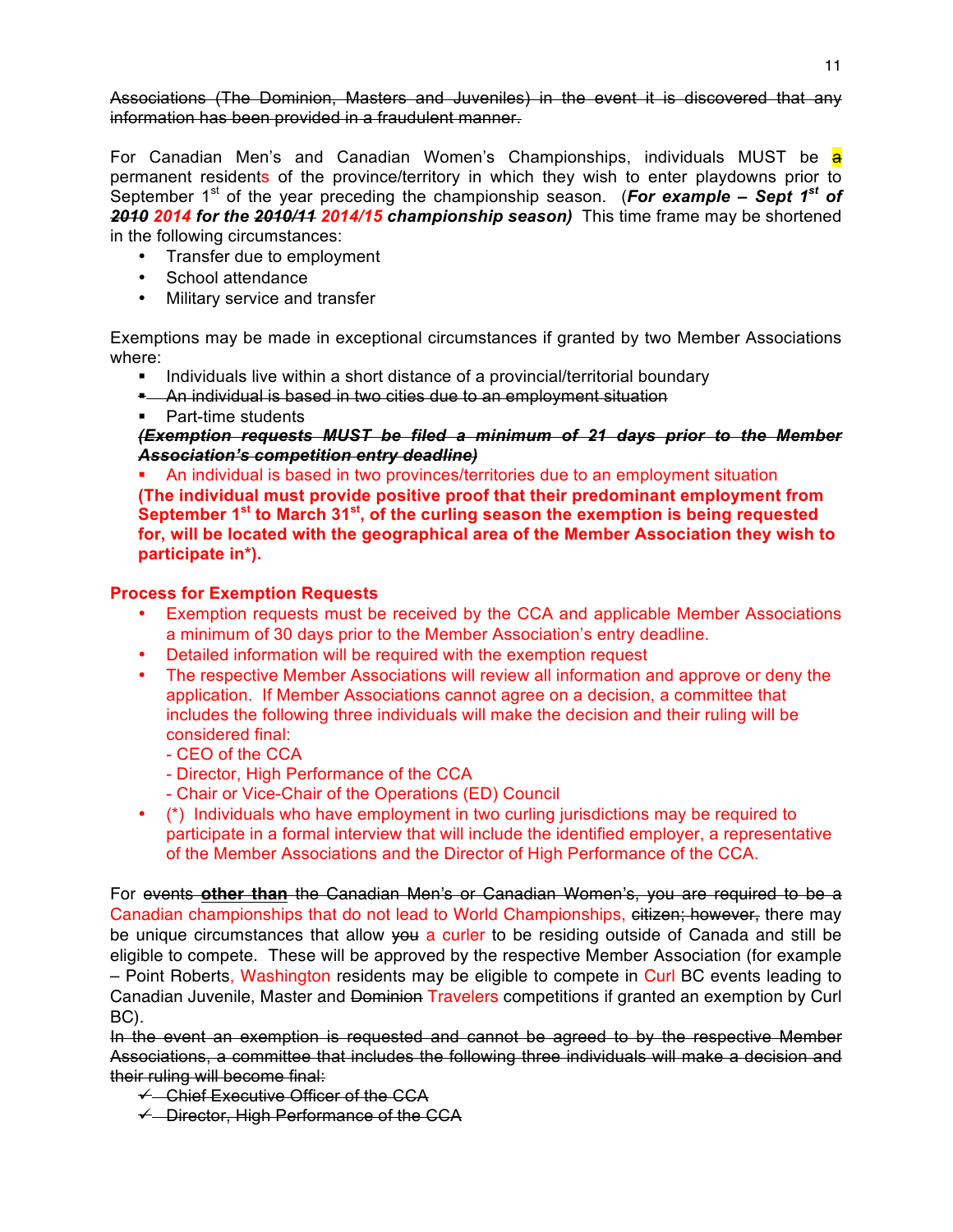~~Associations (The Dominion, Masters and Juveniles) in the event it is discovered that any information has been provided in a fraudulent manner.~~

For Canadian Men's and Canadian Women's Championships, individuals MUST be a permanent residents of the province/territory in which they wish to enter playdowns prior to September 1st of the year preceding the championship season. (***For example – Sept 1st of ~~2010~~ 2014 for the ~~2010/11~~ 2014/15 championship season)*** This time frame may be shortened in the following circumstances:

- Transfer due to employment
- School attendance
- Military service and transfer

Exemptions may be made in exceptional circumstances if granted by two Member Associations where:

- Individuals live within a short distance of a provincial/territorial boundary
- ~~An individual is based in two cities due to an employment situation~~
- Part-time students

~~***(Exemption requests MUST be filed a minimum of 21 days prior to the Member Association's competition entry deadline)***~~

- An individual is based in two provinces/territories due to an employment situation

**(The individual must provide positive proof that their predominant employment from September 1st to March 31st, of the curling season the exemption is being requested for, will be located with the geographical area of the Member Association they wish to participate in\*).**

**Process for Exemption Requests**

- Exemption requests must be received by the CCA and applicable Member Associations a minimum of 30 days prior to the Member Association's entry deadline.
- Detailed information will be required with the exemption request
- The respective Member Associations will review all information and approve or deny the application. If Member Associations cannot agree on a decision, a committee that includes the following three individuals will make the decision and their ruling will be considered final:
  - CEO of the CCA
  - Director, High Performance of the CCA
  - Chair or Vice-Chair of the Operations (ED) Council
- (\*) Individuals who have employment in two curling jurisdictions may be required to participate in a formal interview that will include the identified employer, a representative of the Member Associations and the Director of High Performance of the CCA.

For ~~events **other than** the Canadian Men's or Canadian Women's, you are required to be a~~ Canadian championships that do not lead to World Championships, ~~citizen; however,~~ there may be unique circumstances that allow ~~you~~ a curler to be residing outside of Canada and still be eligible to compete. These will be approved by the respective Member Association (for example – Point Roberts, Washington residents may be eligible to compete in Curl BC events leading to Canadian Juvenile, Master and ~~Dominion~~ Travelers competitions if granted an exemption by Curl BC).

~~In the event an exemption is requested and cannot be agreed to by the respective Member Associations, a committee that includes the following three individuals will make a decision and their ruling will become final:~~

- ~~Chief Executive Officer of the CCA~~
- ~~Director, High Performance of the CCA~~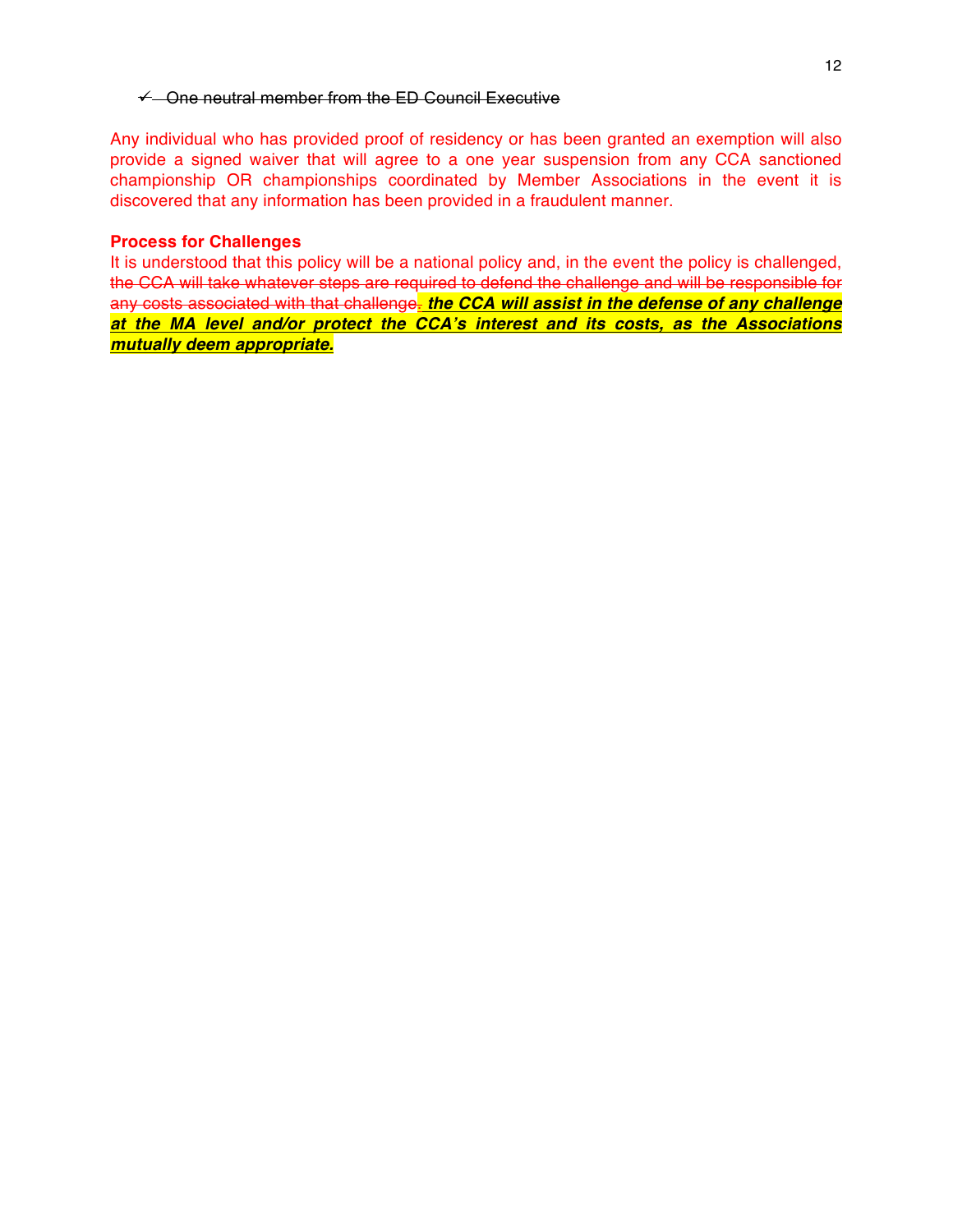- ~~One neutral member from the ED Council Executive~~

Any individual who has provided proof of residency or has been granted an exemption will also provide a signed waiver that will agree to a one year suspension from any CCA sanctioned championship OR championships coordinated by Member Associations in the event it is discovered that any information has been provided in a fraudulent manner.

**Process for Challenges**

It is understood that this policy will be a national policy and, in the event the policy is challenged, ~~the CCA will take whatever steps are required to defend the challenge and will be responsible for any costs associated with that challenge.~~ ***the CCA will assist in the defense of any challenge at the MA level and/or protect the CCA's interest and its costs, as the Associations mutually deem appropriate.***